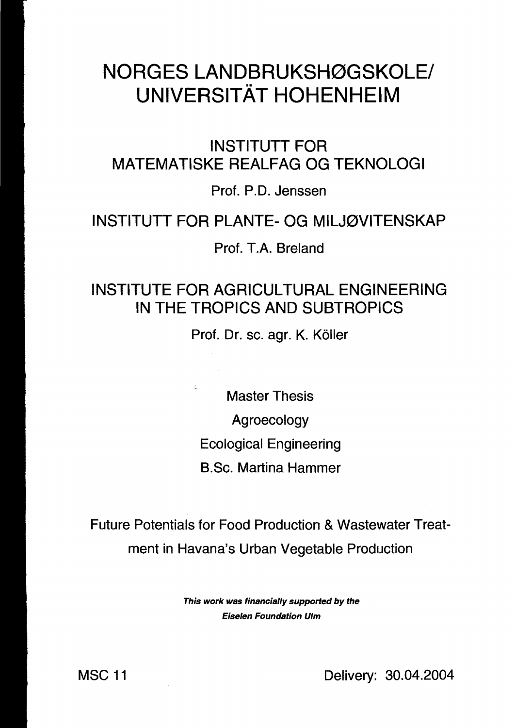# NORGES LANDBRUKSHØGSKOLE/ UNIVERSITÄT HOHENHEIM

## INSTITUTT FOR MATEMATISKE REALFAG OG TEKNOLOGI

Prof. P.D. Jenssen

## INSTITUTT FOR PLANTE- OG MILJØVITENSKAP

Prof. T.A. Breland

## INSTITUTE FOR AGRICULTURAL ENGINEERING IN THE TROPICS AND SUBTROPICS

Prof. Dr. sc. agr. K. Köller

Master Thesis

Agroecology

Ecological Engineering

B.Sc. Martina Hammer

Future Potentials for Food Production & Wastewater Treatment in Havana's Urban Vegetable Production

***This work was financially supported by the Eiselen Foundation Ulm***

MSC 11

Delivery: 30.04.2004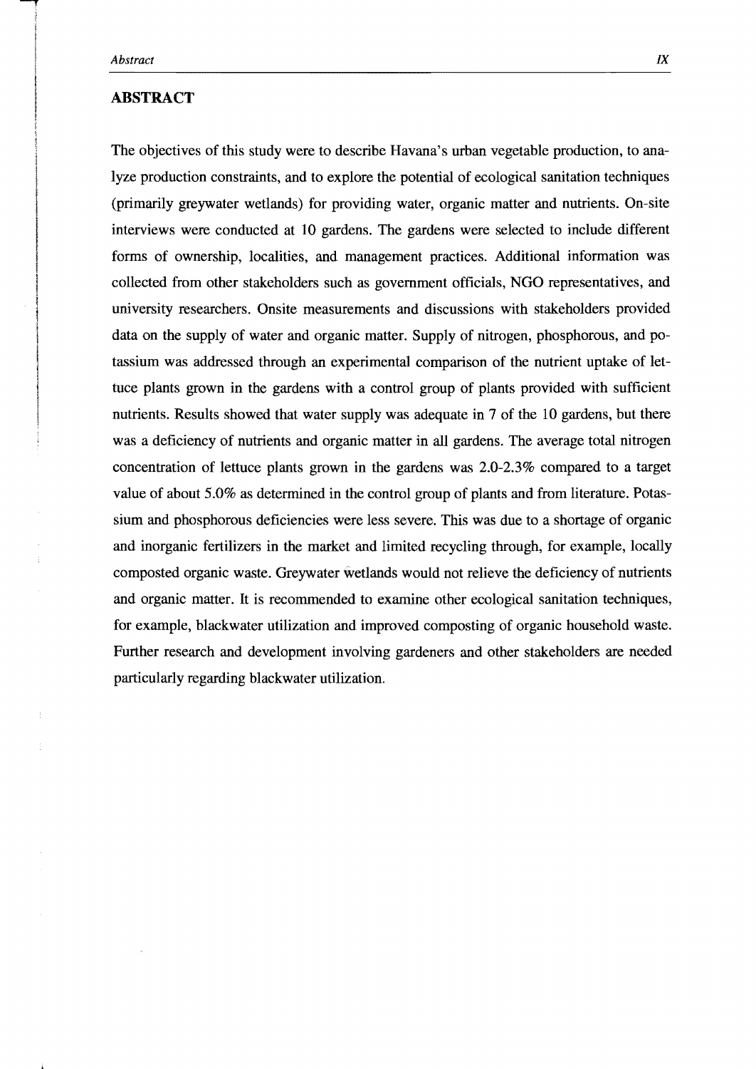## ABSTRACT

The objectives of this study were to describe Havana's urban vegetable production, to analyze production constraints, and to explore the potential of ecological sanitation techniques (primarily greywater wetlands) for providing water, organic matter and nutrients. On-site interviews were conducted at 10 gardens. The gardens were selected to include different forms of ownership, localities, and management practices. Additional information was collected from other stakeholders such as government officials, NGO representatives, and university researchers. Onsite measurements and discussions with stakeholders provided data on the supply of water and organic matter. Supply of nitrogen, phosphorous, and potassium was addressed through an experimental comparison of the nutrient uptake of lettuce plants grown in the gardens with a control group of plants provided with sufficient nutrients. Results showed that water supply was adequate in 7 of the 10 gardens, but there was a deficiency of nutrients and organic matter in all gardens. The average total nitrogen concentration of lettuce plants grown in the gardens was 2.0-2.3% compared to a target value of about 5.0% as determined in the control group of plants and from literature. Potassium and phosphorous deficiencies were less severe. This was due to a shortage of organic and inorganic fertilizers in the market and limited recycling through, for example, locally composted organic waste. Greywater wetlands would not relieve the deficiency of nutrients and organic matter. It is recommended to examine other ecological sanitation techniques, for example, blackwater utilization and improved composting of organic household waste. Further research and development involving gardeners and other stakeholders are needed particularly regarding blackwater utilization.